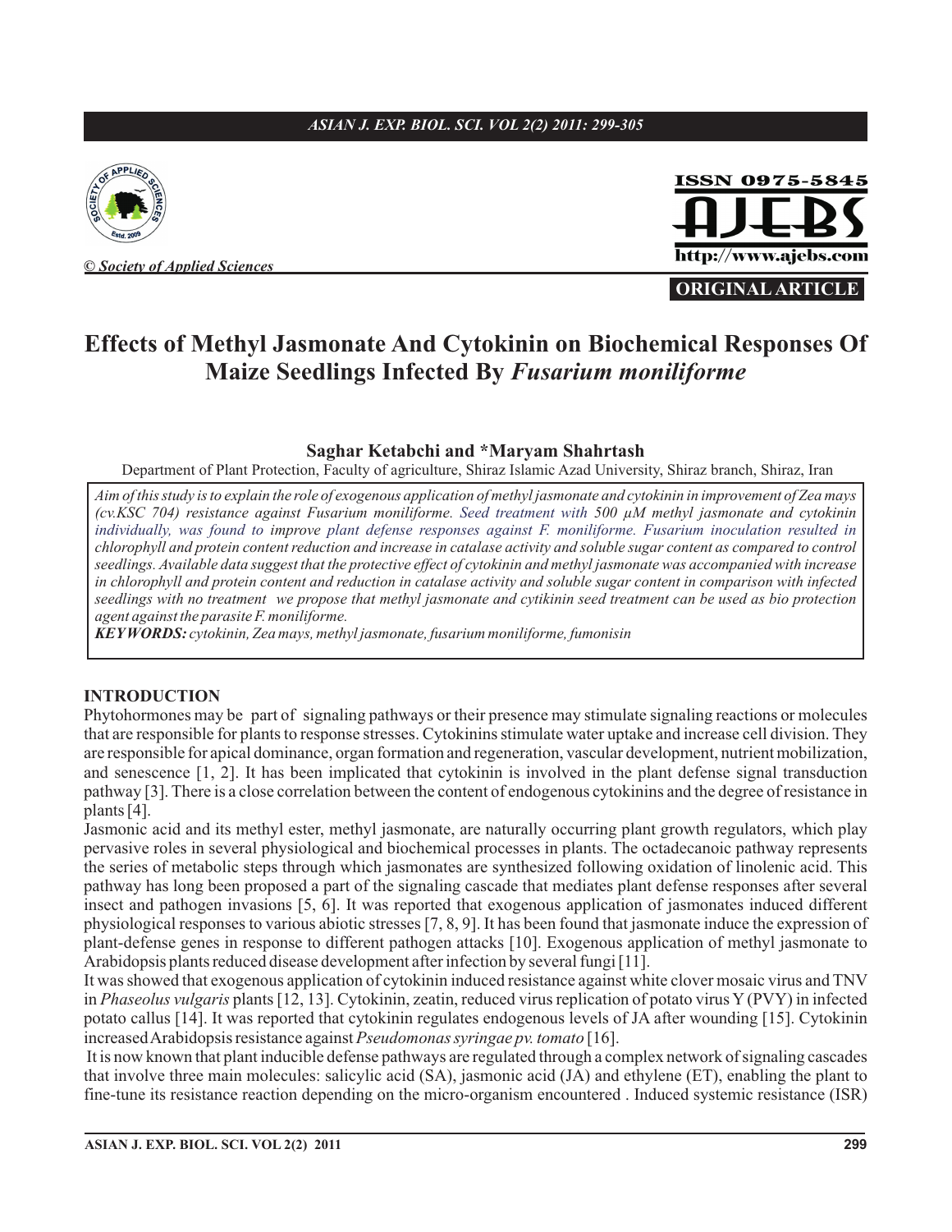© Society of Applied Sources

ISSN 0975-5845

AJEBS

http://www.ajebs.com

**ORIGINAL ARTICLE**

# Effects of Methyl Jasmonate And Cytokinin on Biochemical Responses Of Maize Seedlings Infected By *Fusarium moniliforme*

**Saghar Ketabchi and *Maryam Shahrtash**

Department of Plant Protection, Faculty of agriculture, Shiraz Islamic Azad University, Shiraz branch, Shiraz, Iran

*Aim of this study is to explain the role of exogenous application of methyl jasmonate and cytokinin in improvement of Zea mays (cv.KSC 704) resistance against Fusarium moniliforme. Seed treatment with 500 µM methyl jasmonate and cytokinin individually, was found to improve plant defense responses against F. moniliforme. Fusarium inoculation resulted in chlorophyll and protein content reduction and increase in catalase activity and soluble sugar content as compared to control seedlings. Available data suggest that the protective effect of cytokinin and methyl jasmonate was accompanied with increase in chlorophyll and protein content and reduction in catalase activity and soluble sugar content in comparison with infected seedlings with no treatment we propose that methyl jasmonate and cytikinin seed treatment can be used as bio protection agent against the parasite F. moniliforme.*

***KEYWORDS:*** *cytokinin, Zea mays, methyl jasmonate, fusarium moniliforme, fumonisin*

## INTRODUCTION

Phytohormones may be part of signaling pathways or their presence may stimulate signaling reactions or molecules that are responsible for plants to response stresses. Cytokinins stimulate water uptake and increase cell division. They are responsible for apical dominance, organ formation and regeneration, vascular development, nutrient mobilization, and senescence [1, 2]. It has been implicated that cytokinin is involved in the plant defense signal transduction pathway [3]. There is a close correlation between the content of endogenous cytokinins and the degree of resistance in plants [4].

Jasmonic acid and its methyl ester, methyl jasmonate, are naturally occurring plant growth regulators, which play pervasive roles in several physiological and biochemical processes in plants. The octadecanoic pathway represents the series of metabolic steps through which jasmonates are synthesized following oxidation of linolenic acid. This pathway has long been proposed a part of the signaling cascade that mediates plant defense responses after several insect and pathogen invasions [5, 6]. It was reported that exogenous application of jasmonates induced different physiological responses to various abiotic stresses [7, 8, 9]. It has been found that jasmonate induce the expression of plant-defense genes in response to different pathogen attacks [10]. Exogenous application of methyl jasmonate to Arabidopsis plants reduced disease development after infection by several fungi [11].

It was showed that exogenous application of cytokinin induced resistance against white clover mosaic virus and TNV in *Phaseolus vulgaris* plants [12, 13]. Cytokinin, zeatin, reduced virus replication of potato virus Y (PVY) in infected potato callus [14]. It was reported that cytokinin regulates endogenous levels of JA after wounding [15]. Cytokinin increased Arabidopsis resistance against *Pseudomonas syringae pv. tomato* [16].

It is now known that plant inducible defense pathways are regulated through a complex network of signaling cascades that involve three main molecules: salicylic acid (SA), jasmonic acid (JA) and ethylene (ET), enabling the plant to fine-tune its resistance reaction depending on the micro-organism encountered . Induced systemic resistance (ISR)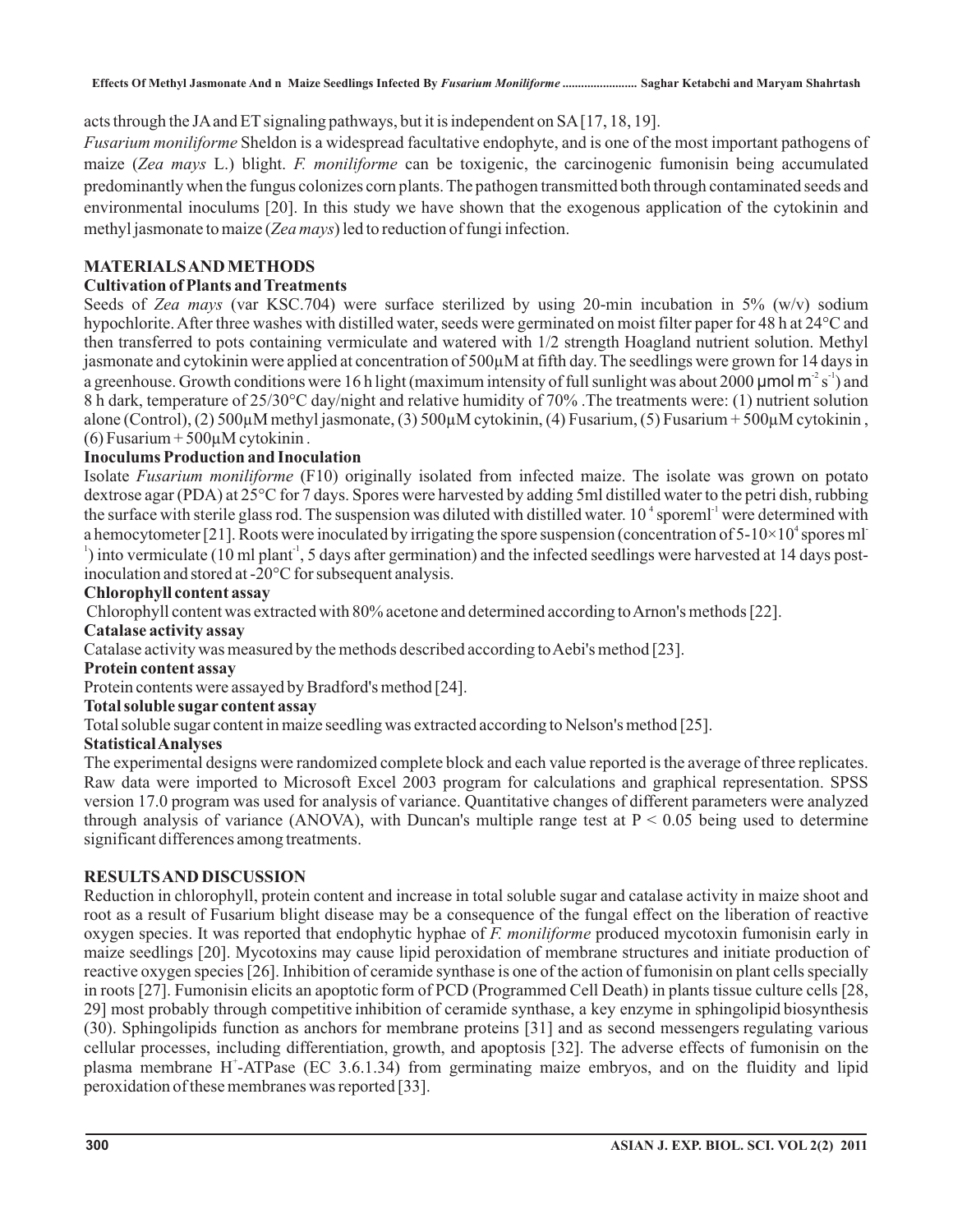acts through the JA and ET signaling pathways, but it is independent on SA [17, 18, 19].

*Fusarium moniliforme* Sheldon is a widespread facultative endophyte, and is one of the most important pathogens of maize (*Zea mays* L.) blight. *F. moniliforme* can be toxigenic, the carcinogenic fumonisin being accumulated predominantly when the fungus colonizes corn plants. The pathogen transmitted both through contaminated seeds and environmental inoculums [20]. In this study we have shown that the exogenous application of the cytokinin and methyl jasmonate to maize (*Zea mays*) led to reduction of fungi infection.

## MATERIALS AND METHODS

### Cultivation of Plants and Treatments

Seeds of *Zea mays* (var KSC.704) were surface sterilized by using 20-min incubation in 5% (w/v) sodium hypochlorite. After three washes with distilled water, seeds were germinated on moist filter paper for 48 h at 24°C and then transferred to pots containing vermiculate and watered with 1/2 strength Hoagland nutrient solution. Methyl jasmonate and cytokinin were applied at concentration of 500µM at fifth day. The seedlings were grown for 14 days in a greenhouse. Growth conditions were 16 h light (maximum intensity of full sunlight was about 2000 µmol $m^{-2}$ $s^{-1}$) and 8 h dark, temperature of 25/30°C day/night and relative humidity of 70% .The treatments were: (1) nutrient solution alone (Control), (2) 500µM methyl jasmonate, (3) 500µM cytokinin, (4) Fusarium, (5) Fusarium + 500µM cytokinin , (6) Fusarium + 500µM cytokinin .

### Inoculums Production and Inoculation

Isolate *Fusarium moniliforme* (F10) originally isolated from infected maize. The isolate was grown on potato dextrose agar (PDA) at 25°C for 7 days. Spores were harvested by adding 5ml distilled water to the petri dish, rubbing the surface with sterile glass rod. The suspension was diluted with distilled water. $10^4$ $sporeml^{-1}$ were determined with a hemocytometer [21]. Roots were inoculated by irrigating the spore suspension (concentration of $5\text{-}10\times10^4$ spores $ml^{-1}$) into vermiculate (10 ml $plant^{-1}$, 5 days after germination) and the infected seedlings were harvested at 14 days post-inoculation and stored at -20°C for subsequent analysis.

### Chlorophyll content assay

Chlorophyll content was extracted with 80% acetone and determined according to Arnon's methods [22].

### Catalase activity assay

Catalase activity was measured by the methods described according to Aebi's method [23].

### Protein content assay

Protein contents were assayed by Bradford's method [24].

### Total soluble sugar content assay

Total soluble sugar content in maize seedling was extracted according to Nelson's method [25].

### Statistical Analyses

The experimental designs were randomized complete block and each value reported is the average of three replicates. Raw data were imported to Microsoft Excel 2003 program for calculations and graphical representation. SPSS version 17.0 program was used for analysis of variance. Quantitative changes of different parameters were analyzed through analysis of variance (ANOVA), with Duncan's multiple range test at $P < 0.05$ being used to determine significant differences among treatments.

## RESULTS AND DISCUSSION

Reduction in chlorophyll, protein content and increase in total soluble sugar and catalase activity in maize shoot and root as a result of Fusarium blight disease may be a consequence of the fungal effect on the liberation of reactive oxygen species. It was reported that endophytic hyphae of *F. moniliforme* produced mycotoxin fumonisin early in maize seedlings [20]. Mycotoxins may cause lipid peroxidation of membrane structures and initiate production of reactive oxygen species [26]. Inhibition of ceramide synthase is one of the action of fumonisin on plant cells specially in roots [27]. Fumonisin elicits an apoptotic form of PCD (Programmed Cell Death) in plants tissue culture cells [28, 29] most probably through competitive inhibition of ceramide synthase, a key enzyme in sphingolipid biosynthesis (30). Sphingolipids function as anchors for membrane proteins [31] and as second messengers regulating various cellular processes, including differentiation, growth, and apoptosis [32]. The adverse effects of fumonisin on the plasma membrane $H^+$-ATPase (EC 3.6.1.34) from germinating maize embryos, and on the fluidity and lipid peroxidation of these membranes was reported [33].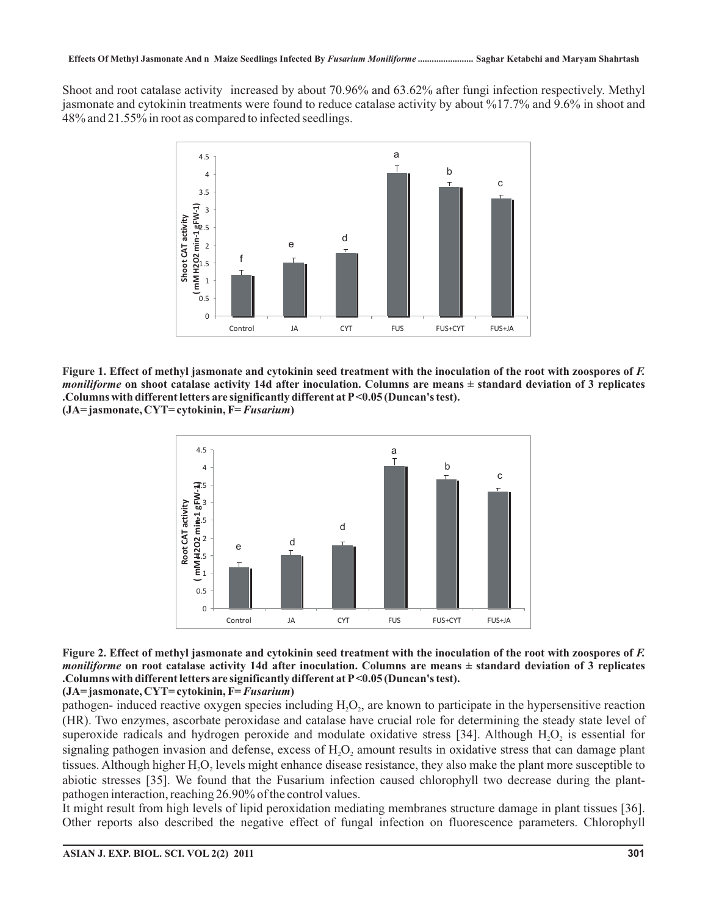Shoot and root catalase activity increased by about 70.96% and 63.62% after fungi infection respectively. Methyl jasmonate and cytokinin treatments were found to reduce catalase activity by about %17.7% and 9.6% in shoot and 48% and 21.55% in root as compared to infected seedlings.

**Figure 1. Effect of methyl jasmonate and cytokinin seed treatment with the inoculation of the root with zoospores of *F. moniliforme* on shoot catalase activity 14d after inoculation. Columns are means ± standard deviation of 3 replicates .Columns with different letters are significantly different at P<0.05 (Duncan's test).**
**(JA= jasmonate, CYT= cytokinin, F= *Fusarium*)**

**Figure 2. Effect of methyl jasmonate and cytokinin seed treatment with the inoculation of the root with zoospores of *F. moniliforme* on root catalase activity 14d after inoculation. Columns are means ± standard deviation of 3 replicates .Columns with different letters are significantly different at P<0.05 (Duncan's test).**
**(JA= jasmonate, CYT= cytokinin, F= *Fusarium*)**

pathogen- induced reactive oxygen species including $H_2O_2$, are known to participate in the hypersensitive reaction (HR). Two enzymes, ascorbate peroxidase and catalase have crucial role for determining the steady state level of superoxide radicals and hydrogen peroxide and modulate oxidative stress [34]. Although $H_2O_2$ is essential for signaling pathogen invasion and defense, excess of $H_2O_2$ amount results in oxidative stress that can damage plant tissues. Although higher $H_2O_2$ levels might enhance disease resistance, they also make the plant more susceptible to abiotic stresses [35]. We found that the Fusarium infection caused chlorophyll two decrease during the plant-pathogen interaction, reaching 26.90% of the control values.

It might result from high levels of lipid peroxidation mediating membranes structure damage in plant tissues [36]. Other reports also described the negative effect of fungal infection on fluorescence parameters. Chlorophyll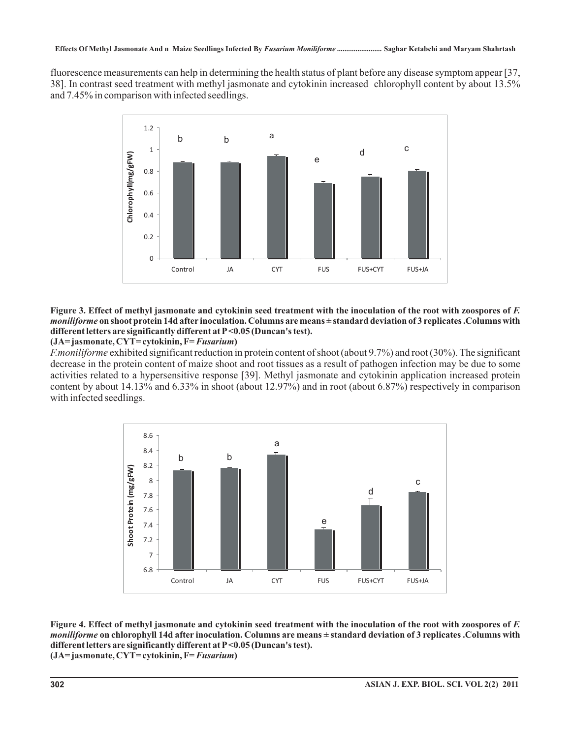fluorescence measurements can help in determining the health status of plant before any disease symptom appear [37, 38]. In contrast seed treatment with methyl jasmonate and cytokinin increased chlorophyll content by about 13.5% and 7.45% in comparison with infected seedlings.

**Figure 3. Effect of methyl jasmonate and cytokinin seed treatment with the inoculation of the root with zoospores of *F. moniliforme* on shoot protein 14d after inoculation. Columns are means ± standard deviation of 3 replicates .Columns with different letters are significantly different at P<0.05 (Duncan's test).**
**(JA= jasmonate, CYT= cytokinin, F= *Fusarium*)**

*F.moniliforme* exhibited significant reduction in protein content of shoot (about 9.7%) and root (30%). The significant decrease in the protein content of maize shoot and root tissues as a result of pathogen infection may be due to some activities related to a hypersensitive response [39]. Methyl jasmonate and cytokinin application increased protein content by about 14.13% and 6.33% in shoot (about 12.97%) and in root (about 6.87%) respectively in comparison with infected seedlings.

**Figure 4. Effect of methyl jasmonate and cytokinin seed treatment with the inoculation of the root with zoospores of *F. moniliforme* on chlorophyll 14d after inoculation. Columns are means ± standard deviation of 3 replicates .Columns with different letters are significantly different at P<0.05 (Duncan's test).**
**(JA= jasmonate, CYT= cytokinin, F= *Fusarium*)**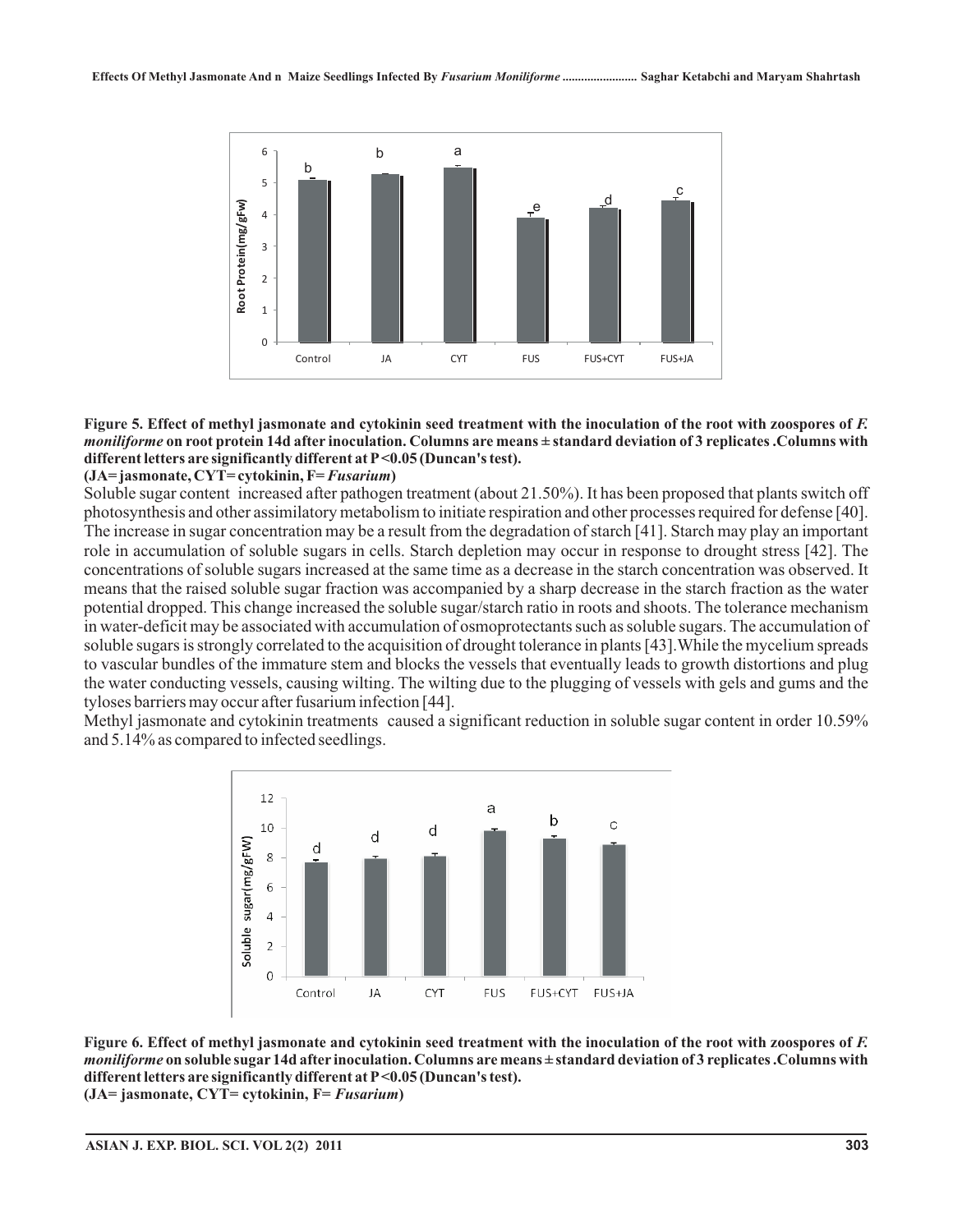**Figure 5. Effect of methyl jasmonate and cytokinin seed treatment with the inoculation of the root with zoospores of *F. moniliforme* on root protein 14d after inoculation. Columns are means ± standard deviation of 3 replicates .Columns with different letters are significantly different at P<0.05 (Duncan's test).**
**(JA= jasmonate, CYT= cytokinin, F= *Fusarium*)**

Soluble sugar content increased after pathogen treatment (about 21.50%). It has been proposed that plants switch off photosynthesis and other assimilatory metabolism to initiate respiration and other processes required for defense [40]. The increase in sugar concentration may be a result from the degradation of starch [41]. Starch may play an important role in accumulation of soluble sugars in cells. Starch depletion may occur in response to drought stress [42]. The concentrations of soluble sugars increased at the same time as a decrease in the starch concentration was observed. It means that the raised soluble sugar fraction was accompanied by a sharp decrease in the starch fraction as the water potential dropped. This change increased the soluble sugar/starch ratio in roots and shoots. The tolerance mechanism in water-deficit may be associated with accumulation of osmoprotectants such as soluble sugars. The accumulation of soluble sugars is strongly correlated to the acquisition of drought tolerance in plants [43].While the mycelium spreads to vascular bundles of the immature stem and blocks the vessels that eventually leads to growth distortions and plug the water conducting vessels, causing wilting. The wilting due to the plugging of vessels with gels and gums and the tyloses barriers may occur after fusarium infection [44].

Methyl jasmonate and cytokinin treatments caused a significant reduction in soluble sugar content in order 10.59% and 5.14% as compared to infected seedlings.

**Figure 6. Effect of methyl jasmonate and cytokinin seed treatment with the inoculation of the root with zoospores of *F. moniliforme* on soluble sugar 14d after inoculation. Columns are means ± standard deviation of 3 replicates .Columns with different letters are significantly different at P<0.05 (Duncan's test).**
**(JA= jasmonate, CYT= cytokinin, F= *Fusarium*)**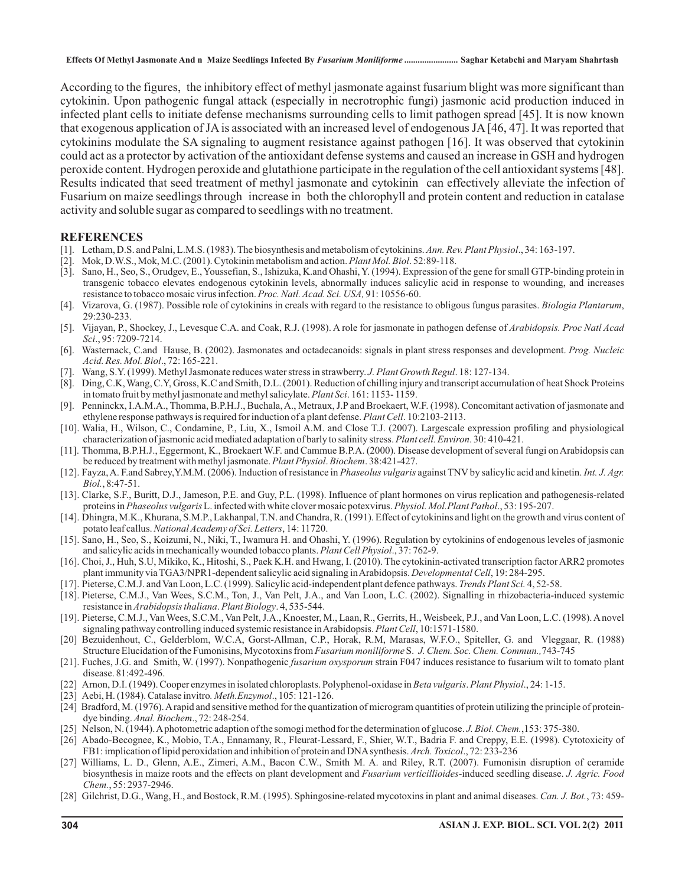According to the figures, the inhibitory effect of methyl jasmonate against fusarium blight was more significant than cytokinin. Upon pathogenic fungal attack (especially in necrotrophic fungi) jasmonic acid production induced in infected plant cells to initiate defense mechanisms surrounding cells to limit pathogen spread [45]. It is now known that exogenous application of JA is associated with an increased level of endogenous JA [46, 47]. It was reported that cytokinins modulate the SA signaling to augment resistance against pathogen [16]. It was observed that cytokinin could act as a protector by activation of the antioxidant defense systems and caused an increase in GSH and hydrogen peroxide content. Hydrogen peroxide and glutathione participate in the regulation of the cell antioxidant systems [48]. Results indicated that seed treatment of methyl jasmonate and cytokinin can effectively alleviate the infection of Fusarium on maize seedlings through increase in both the chlorophyll and protein content and reduction in catalase activity and soluble sugar as compared to seedlings with no treatment.

## REFERENCES

[1]. Letham, D.S. and Palni, L.M.S. (1983). The biosynthesis and metabolism of cytokinins. *Ann. Rev. Plant Physiol*., 34: 163-197.

[2]. Mok, D.W.S., Mok, M.C. (2001). Cytokinin metabolism and action. *Plant Mol. Biol*. 52:89-118.

[3]. Sano, H., Seo, S., Orudgev, E., Youssefian, S., Ishizuka, K.and Ohashi, Y. (1994). Expression of the gene for small GTP-binding protein in transgenic tobacco elevates endogenous cytokinin levels, abnormally induces salicylic acid in response to wounding, and increases resistance to tobacco mosaic virus infection. *Proc. Natl. Acad. Sci. USA,* 91: 10556-60.

[4]. Vizarova, G. (1987). Possible role of cytokinins in creals with regard to the resistance to obligous fungus parasites. *Biologia Plantarum*, 29:230-233.

[5]. Vijayan, P., Shockey, J., Levesque C.A. and Coak, R.J. (1998). A role for jasmonate in pathogen defense of *Arabidopsis. Proc Natl Acad Sci*., 95: 7209-7214.

[6]. Wasternack, C.and Hause, B. (2002). Jasmonates and octadecanoids: signals in plant stress responses and development. *Prog. Nucleic Acid. Res. Mol. Biol*., 72: 165-221.

[7]. Wang, S.Y. (1999). Methyl Jasmonate reduces water stress in strawberry. *J. Plant Growth Regul*. 18: 127-134.

[8]. Ding, C.K, Wang, C.Y, Gross, K.C and Smith, D.L. (2001). Reduction of chilling injury and transcript accumulation of heat Shock Proteins in tomato fruit by methyl jasmonate and methyl salicylate. *Plant Sci*. 161: 1153- 1159.

[9]. Penninckx, I.A.M.A., Thomma, B.P.H.J., Buchala, A., Metraux, J.P and Broekaert, W.F. (1998). Concomitant activation of jasmonate and ethylene response pathways is required for induction of a plant defense. *Plant Cell*. 10:2103-2113.

[10]. Walia, H., Wilson, C., Condamine, P., Liu, X., Ismoil A.M. and Close T.J. (2007). Largescale expression profiling and physiological characterization of jasmonic acid mediated adaptation of barly to salinity stress. *Plant cell. Environ*. 30: 410-421.

[11]. Thomma, B.P.H.J., Eggermont, K., Broekaert W.F. and Cammue B.P.A. (2000). Disease development of several fungi on Arabidopsis can be reduced by treatment with methyl jasmonate. *Plant Physiol*. *Biochem*. 38:421-427.

[12]. Fayza, A. F.and Sabrey, Y.M.M. (2006). Induction of resistance in *Phaseolus vulgaris* against TNV by salicylic acid and kinetin. *Int. J. Agr. Biol.*, 8:47-51.

[13]. Clarke, S.F., Buritt, D.J., Jameson, P.E. and Guy, P.L. (1998). Influence of plant hormones on virus replication and pathogenesis-related proteins in *Phaseolus vulgaris* L. infected with white clover mosaic potexvirus. *Physiol. Mol.Plant Pathol*., 53: 195-207.

[14]. Dhingra, M.K., Khurana, S.M.P., Lakhanpal, T.N. and Chandra, R. (1991). Effect of cytokinins and light on the growth and virus content of potato leaf callus. *National Academy of Sci. Letters*, 14: 11720.

[15]. Sano, H., Seo, S., Koizumi, N., Niki, T., Iwamura H. and Ohashi, Y. (1996). Regulation by cytokinins of endogenous leveles of jasmonic and salicylic acids in mechanically wounded tobacco plants. *Plant Cell Physiol*., 37: 762-9.

[16]. Choi, J., Huh, S.U, Mikiko, K., Hitoshi, S., Paek K.H. and Hwang, I. (2010). The cytokinin-activated transcription factor ARR2 promotes plant immunity via TGA3/NPR1-dependent salicylic acid signaling in Arabidopsis. *Developmental Cell*, 19: 284-295.

[17]. Pieterse, C.M.J. and Van Loon, L.C. (1999). Salicylic acid-independent plant defence pathways. *Trends Plant Sci.* 4, 52-58.

[18]. Pieterse, C.M.J., Van Wees, S.C.M., Ton, J., Van Pelt, J.A., and Van Loon, L.C. (2002). Signalling in rhizobacteria-induced systemic resistance in *Arabidopsis thaliana*. *Plant Biology*. 4, 535-544.

[19]. Pieterse, C.M.J., Van Wees, S.C.M., Van Pelt, J.A., Knoester, M., Laan, R., Gerrits, H., Weisbeek, P.J., and Van Loon, L.C. (1998). A novel signaling pathway controlling induced systemic resistance in Arabidopsis. *Plant Cell*, 10:1571-1580.

[20] Bezuidenhout, C., Gelderblom, W.C.A, Gorst-Allman, C.P., Horak, R.M, Marasas, W.F.O., Spiteller, G. and Vleggaar, R. (1988) Structure Elucidation of the Fumonisins, Mycotoxins from *Fusarium moniliforme* S. *J. Chem. Soc. Chem. Commun.,*743-745

[21]. Fuches, J.G. and Smith, W. (1997). Nonpathogenic *fusarium oxysporum* strain F047 induces resistance to fusarium wilt to tomato plant disease. 81:492-496.

[22] Arnon, D.I. (1949). Cooper enzymes in isolated chloroplasts. Polyphenol-oxidase in *Beta vulgaris*. *Plant Physiol*., 24: 1-15.

[23] Aebi, H. (1984). Catalase invitro*. Meth.Enzymol*., 105: 121-126.

[24] Bradford, M. (1976). A rapid and sensitive method for the quantization of microgram quantities of protein utilizing the principle of protein-dye binding. *Anal. Biochem*., 72: 248-254.

[25] Nelson, N. (1944). A photometric adaption of the somogi method for the determination of glucose. *J. Biol. Chem.*,153: 375-380.

[26] Abado-Becognee, K., Mobio, T.A., Ennamany, R., Fleurat-Lessard, F., Shier, W.T., Badria F. and Creppy, E.E. (1998). Cytotoxicity of FB1: implication of lipid peroxidation and inhibition of protein and DNA synthesis. *Arch. Toxicol*., 72: 233-236

[27] Williams, L. D., Glenn, A.E., Zimeri, A.M., Bacon C.W., Smith M. A. and Riley, R.T. (2007). Fumonisin disruption of ceramide biosynthesis in maize roots and the effects on plant development and *Fusarium verticillioides*-induced seedling disease. *J. Agric. Food Chem.*, 55: 2937-2946.

[28] Gilchrist, D.G., Wang, H., and Bostock, R.M. (1995). Sphingosine-related mycotoxins in plant and animal diseases. *Can. J. Bot.*, 73: 459-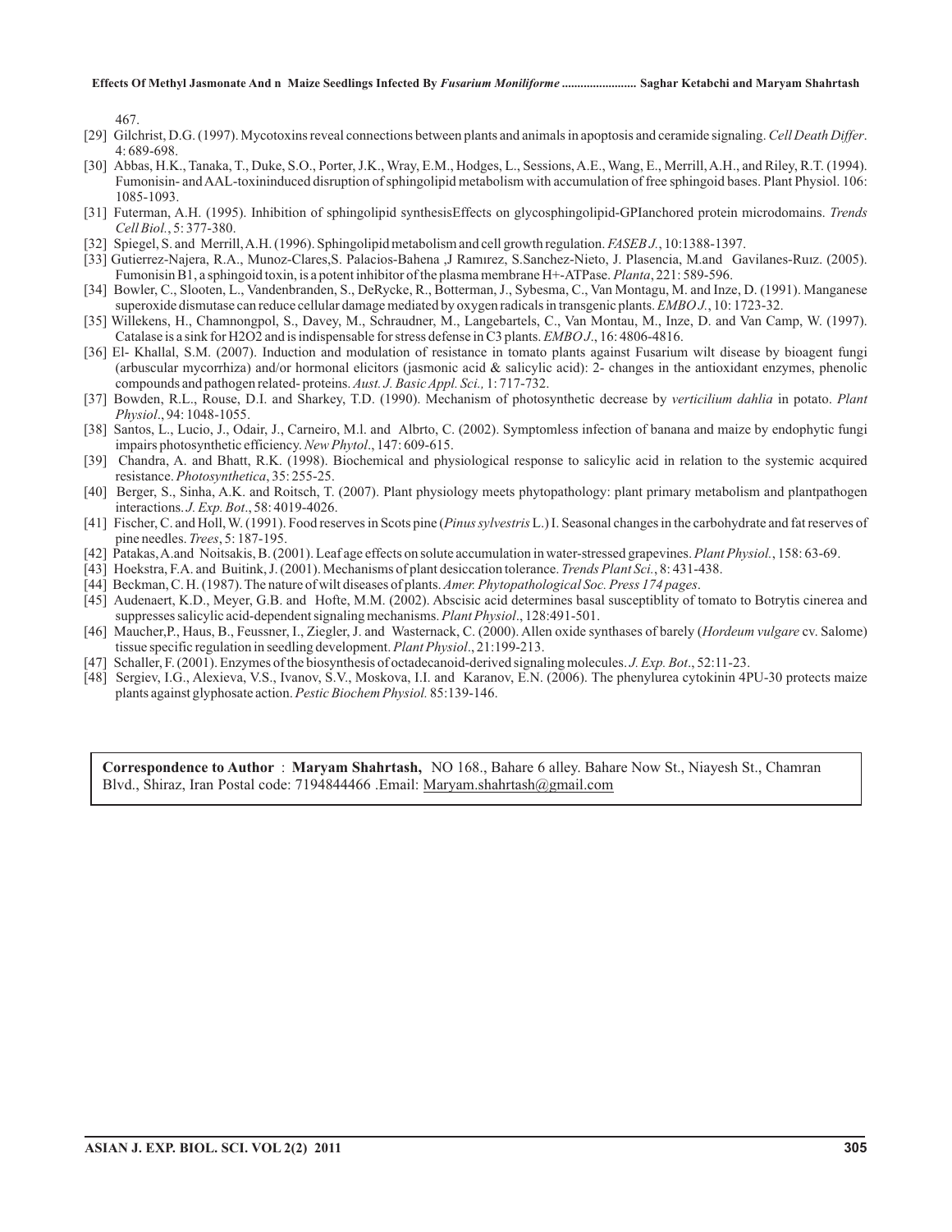467.

[29] Gilchrist, D.G. (1997). Mycotoxins reveal connections between plants and animals in apoptosis and ceramide signaling. *Cell Death Differ*. 4: 689-698.

[30] Abbas, H.K., Tanaka, T., Duke, S.O., Porter, J.K., Wray, E.M., Hodges, L., Sessions, A.E., Wang, E., Merrill, A.H., and Riley, R.T. (1994). Fumonisin- and AAL-toxininduced disruption of sphingolipid metabolism with accumulation of free sphingoid bases. Plant Physiol. 106: 1085-1093.

[31] Futerman, A.H. (1995). Inhibition of sphingolipid synthesisEffects on glycosphingolipid-GPIanchored protein microdomains. *Trends Cell Biol.*, 5: 377-380.

[32] Spiegel, S. and Merrill, A.H. (1996). Sphingolipid metabolism and cell growth regulation. *FASEB J.*, 10:1388-1397.

[33] Gutierrez-Najera, R.A., Munoz-Clares,S. Palacios-Bahena ,J Ramırez, S.Sanchez-Nieto, J. Plasencia, M.and Gavilanes-Ruız. (2005). Fumonisin B1, a sphingoid toxin, is a potent inhibitor of the plasma membrane H+-ATPase. *Planta*, 221: 589-596.

[34] Bowler, C., Slooten, L., Vandenbranden, S., DeRycke, R., Botterman, J., Sybesma, C., Van Montagu, M. and Inze, D. (1991). Manganese superoxide dismutase can reduce cellular damage mediated by oxygen radicals in transgenic plants. *EMBO J.*, 10: 1723-32.

[35] Willekens, H., Chamnongpol, S., Davey, M., Schraudner, M., Langebartels, C., Van Montau, M., Inze, D. and Van Camp, W. (1997). Catalase is a sink for H2O2 and is indispensable for stress defense in C3 plants. *EMBO J*., 16: 4806-4816.

[36] El- Khallal, S.M. (2007). Induction and modulation of resistance in tomato plants against Fusarium wilt disease by bioagent fungi (arbuscular mycorrhiza) and/or hormonal elicitors (jasmonic acid & salicylic acid): 2- changes in the antioxidant enzymes, phenolic compounds and pathogen related- proteins. *Aust. J. Basic Appl. Sci.,* 1: 717-732.

[37] Bowden, R.L., Rouse, D.I. and Sharkey, T.D. (1990). Mechanism of photosynthetic decrease by *verticilium dahlia* in potato. *Plant Physiol*., 94: 1048-1055.

[38] Santos, L., Lucio, J., Odair, J., Carneiro, M.l. and Albrto, C. (2002). Symptomless infection of banana and maize by endophytic fungi impairs photosynthetic efficiency. *New Phytol*., 147: 609-615.

[39] Chandra, A. and Bhatt, R.K. (1998). Biochemical and physiological response to salicylic acid in relation to the systemic acquired resistance. *Photosynthetica*, 35: 255-25.

[40] Berger, S., Sinha, A.K. and Roitsch, T. (2007). Plant physiology meets phytopathology: plant primary metabolism and plantpathogen interactions. *J. Exp. Bot*., 58: 4019-4026.

[41] Fischer, C. and Holl, W. (1991). Food reserves in Scots pine (*Pinus sylvestris* L.) I. Seasonal changes in the carbohydrate and fat reserves of pine needles. *Trees*, 5: 187-195.

[42] Patakas, A.and Noitsakis, B. (2001). Leaf age effects on solute accumulation in water-stressed grapevines. *Plant Physiol.*, 158: 63-69.

[43] Hoekstra, F.A. and Buitink, J. (2001). Mechanisms of plant desiccation tolerance. *Trends Plant Sci.*, 8: 431-438.

[44] Beckman, C. H. (1987). The nature of wilt diseases of plants. *Amer. Phytopathological Soc. Press 174 pages*.

[45] Audenaert, K.D., Meyer, G.B. and Hofte, M.M. (2002). Abscisic acid determines basal susceptiblity of tomato to Botrytis cinerea and suppresses salicylic acid-dependent signaling mechanisms. *Plant Physiol*., 128:491-501.

[46] Maucher,P., Haus, B., Feussner, I., Ziegler, J. and Wasternack, C. (2000). Allen oxide synthases of barely (*Hordeum vulgare* cv. Salome) tissue specific regulation in seedling development. *Plant Physiol*., 21:199-213.

[47] Schaller, F. (2001). Enzymes of the biosynthesis of octadecanoid-derived signaling molecules. *J. Exp. Bot*., 52:11-23.

[48] Sergiev, I.G., Alexieva, V.S., Ivanov, S.V., Moskova, I.I. and Karanov, E.N. (2006). The phenylurea cytokinin 4PU-30 protects maize plants against glyphosate action. *Pestic Biochem Physiol.* 85:139-146.

**Correspondence to Author** : **Maryam Shahrtash,** NO 168., Bahare 6 alley. Bahare Now St., Niayesh St., Chamran Blvd., Shiraz, Iran Postal code: 7194844466 .Email: Maryam.shahrtash@gmail.com